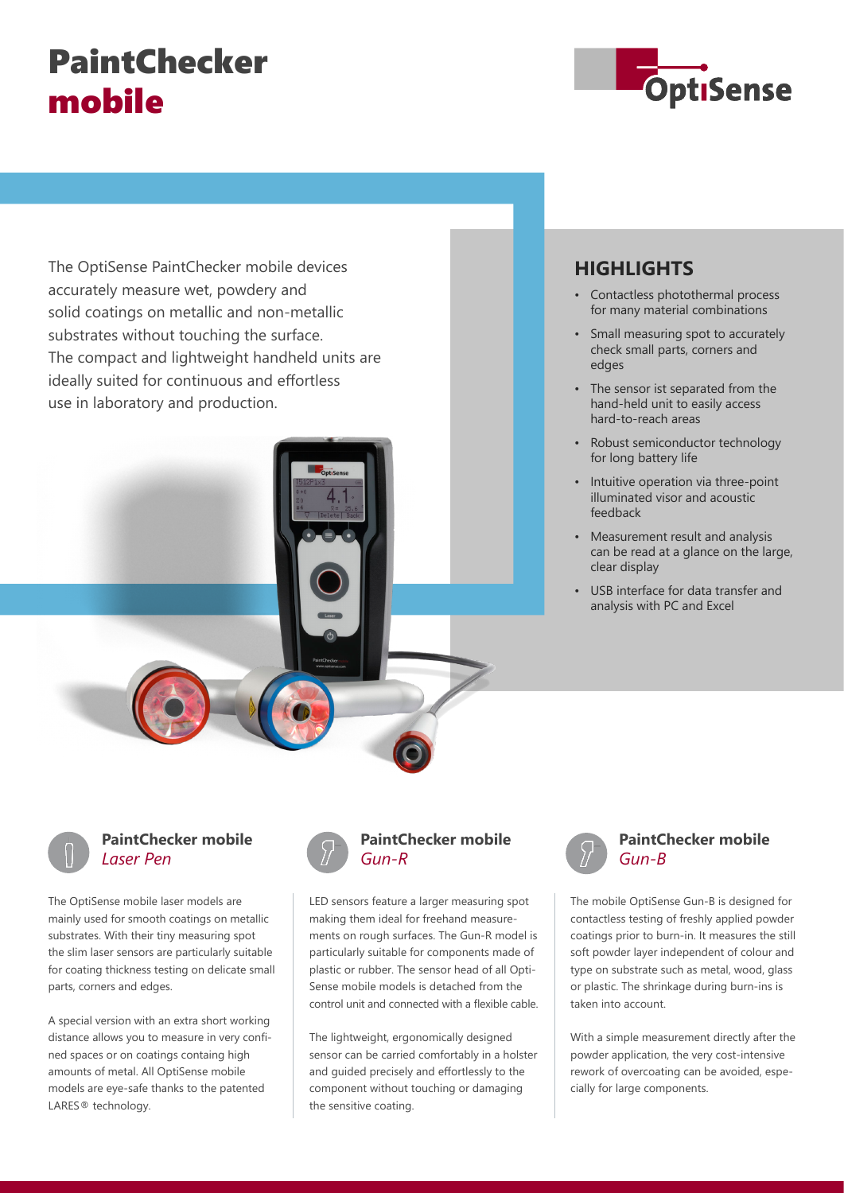# PaintChecker mobile

OptiSense

The OptiSense PaintChecker mobile devices accurately measure wet, powdery and solid coatings on metallic and non-metallic substrates without touching the surface. The compact and lightweight handheld units are ideally suited for continuous and effortless use in laboratory and production.

## HIGHLIGHTS

- Contactless photothermal process for many material combinations
- Small measuring spot to accurately check small parts, corners and edges
- The sensor ist separated from the hand-held unit to easily access hard-to-reach areas
- Robust semiconductor technology for long battery life
- Intuitive operation via three-point illuminated visor and acoustic feedback
- Measurement result and analysis can be read at a glance on the large, clear display
- USB interface for data transfer and analysis with PC and Excel

### PaintChecker mobile *Laser Pen*

The OptiSense mobile laser models are mainly used for smooth coatings on metallic substrates. With their tiny measuring spot the slim laser sensors are particularly suitable for coating thickness testing on delicate small parts, corners and edges.

A special version with an extra short working distance allows you to measure in very confined spaces or on coatings containg high amounts of metal. All OptiSense mobile models are eye-safe thanks to the patented LARES® technology.

### PaintChecker mobile *Gun-R*

LED sensors feature a larger measuring spot making them ideal for freehand measurements on rough surfaces. The Gun-R model is particularly suitable for components made of plastic or rubber. The sensor head of all OptiSense mobile models is detached from the control unit and connected with a flexible cable.

The lightweight, ergonomically designed sensor can be carried comfortably in a holster and guided precisely and effortlessly to the component without touching or damaging the sensitive coating.

### PaintChecker mobile *Gun-B*

The mobile OptiSense Gun-B is designed for contactless testing of freshly applied powder coatings prior to burn-in. It measures the still soft powder layer independent of colour and type on substrate such as metal, wood, glass or plastic. The shrinkage during burn-ins is taken into account.

With a simple measurement directly after the powder application, the very cost-intensive rework of overcoating can be avoided, especially for large components.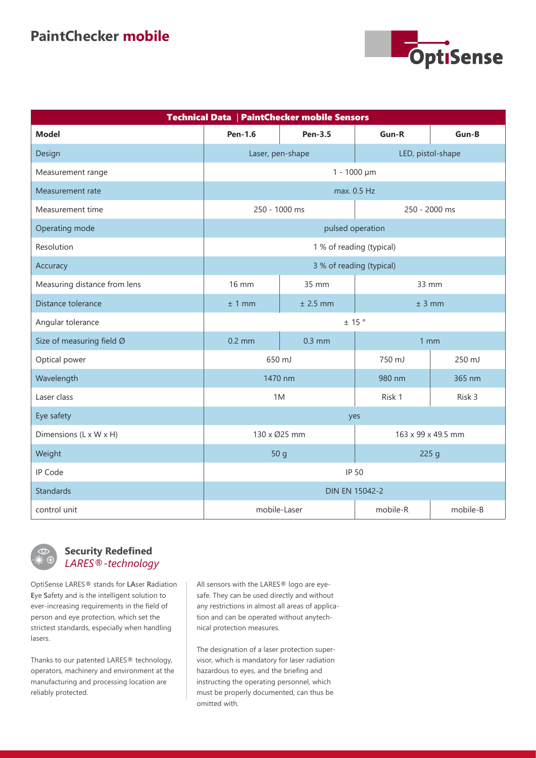# PaintChecker **mobile**

| Technical Data \| PaintChecker mobile Sensors | | | | |
|---|---|---|---|---|
| **Model** | **Pen-1.6** | **Pen-3.5** | **Gun-R** | **Gun-B** |
| Design | Laser, pen-shape | | LED, pistol-shape | |
| Measurement range | 1 - 1000 µm | | | |
| Measurement rate | max. 0.5 Hz | | | |
| Measurement time | 250 - 1000 ms | | 250 - 2000 ms | |
| Operating mode | pulsed operation | | | |
| Resolution | 1 % of reading (typical) | | | |
| Accuracy | 3 % of reading (typical) | | | |
| Measuring distance from lens | 16 mm | 35 mm | 33 mm | |
| Distance tolerance | ± 1 mm | ± 2.5 mm | ± 3 mm | |
| Angular tolerance | ± 15 ° | | | |
| Size of measuring field Ø | 0.2 mm | 0.3 mm | 1 mm | |
| Optical power | 650 mJ | | 750 mJ | 250 mJ |
| Wavelength | 1470 nm | | 980 nm | 365 nm |
| Laser class | 1M | | Risk 1 | Risk 3 |
| Eye safety | yes | | | |
| Dimensions (L x W x H) | 130 x Ø25 mm | | 163 x 99 x 49.5 mm | |
| Weight | 50 g | | 225 g | |
| IP Code | IP 50 | | | |
| Standards | DIN EN 15042-2 | | | |
| control unit | mobile-Laser | | mobile-R | mobile-B |

## Security Redefined

*LARES®-technology*

OptiSense LARES® stands for **LA**ser **R**adiation **E**ye **S**afety and is the intelligent solution to ever-increasing requirements in the field of person and eye protection, which set the strictest standards, especially when handling lasers.

Thanks to our patented LARES® technology, operators, machinery and environment at the manufacturing and processing location are reliably protected.

All sensors with the LARES® logo are eye-safe. They can be used directly and without any restrictions in almost all areas of application and can be operated without anytechnical protection measures.

The designation of a laser protection supervisor, which is mandatory for laser radiation hazardous to eyes, and the briefing and instructing the operating personnel, which must be properly documented, can thus be omitted with.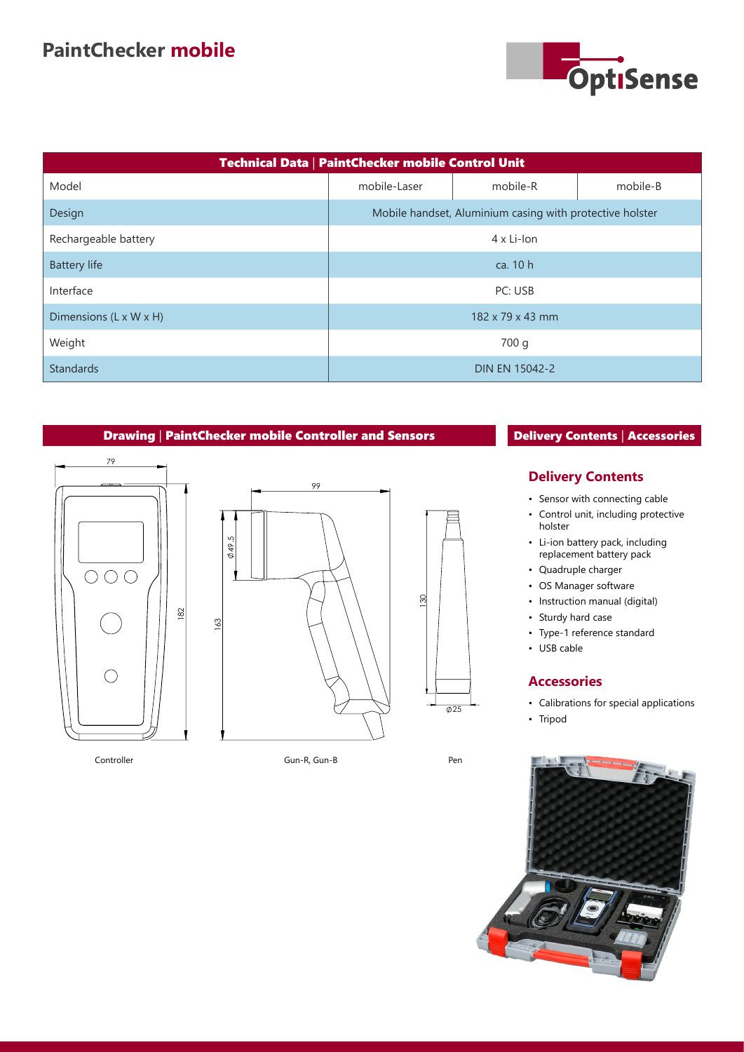# PaintChecker **mobile**

| Technical Data \| PaintChecker mobile Control Unit | | | |
|---|---|---|---|
| Model | mobile-Laser | mobile-R | mobile-B |
| Design | Mobile handset, Aluminium casing with protective holster | | |
| Rechargeable battery | 4 x Li-Ion | | |
| Battery life | ca. 10 h | | |
| Interface | PC: USB | | |
| Dimensions (L x W x H) | 182 x 79 x 43 mm | | |
| Weight | 700 g | | |
| Standards | DIN EN 15042-2 | | |

## Drawing | PaintChecker mobile Controller and Sensors

79
182
99
Ø49.5
163
130
Ø25

Controller

Gun-R, Gun-B

Pen

## Delivery Contents | Accessories

### Delivery Contents

- Sensor with connecting cable
- Control unit, including protective holster
- Li-ion battery pack, including replacement battery pack
- Quadruple charger
- OS Manager software
- Instruction manual (digital)
- Sturdy hard case
- Type-1 reference standard
- USB cable

### Accessories

- Calibrations for special applications
- Tripod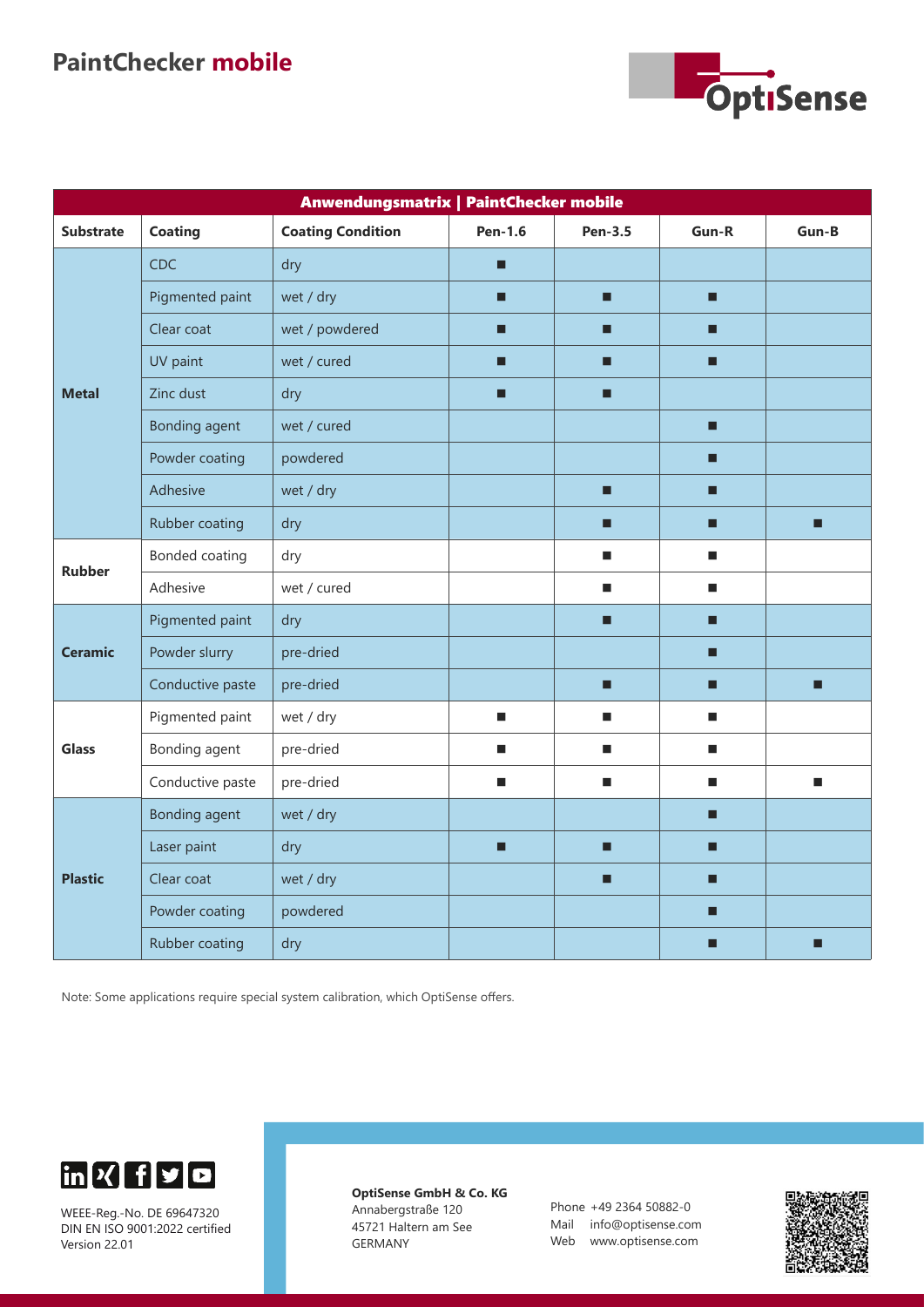# PaintChecker **mobile**

| Anwendungsmatrix \| PaintChecker mobile | | | | | | |
|---|---|---|---|---|---|---|
| **Substrate** | **Coating** | **Coating Condition** | **Pen-1.6** | **Pen-3.5** | **Gun-R** | **Gun-B** |
| **Metal** | CDC | dry | ■ | | | |
| | Pigmented paint | wet / dry | ■ | ■ | ■ | |
| | Clear coat | wet / powdered | ■ | ■ | ■ | |
| | UV paint | wet / cured | ■ | ■ | ■ | |
| | Zinc dust | dry | ■ | ■ | | |
| | Bonding agent | wet / cured | | | ■ | |
| | Powder coating | powdered | | | ■ | |
| | Adhesive | wet / dry | | ■ | ■ | |
| | Rubber coating | dry | | ■ | ■ | ■ |
| **Rubber** | Bonded coating | dry | | ■ | ■ | |
| | Adhesive | wet / cured | | ■ | ■ | |
| **Ceramic** | Pigmented paint | dry | | ■ | ■ | |
| | Powder slurry | pre-dried | | | ■ | |
| | Conductive paste | pre-dried | | ■ | ■ | ■ |
| **Glass** | Pigmented paint | wet / dry | ■ | ■ | ■ | |
| | Bonding agent | pre-dried | ■ | ■ | ■ | |
| | Conductive paste | pre-dried | ■ | ■ | ■ | ■ |
| **Plastic** | Bonding agent | wet / dry | | | ■ | |
| | Laser paint | dry | ■ | ■ | ■ | |
| | Clear coat | wet / dry | | ■ | ■ | |
| | Powder coating | powdered | | | ■ | |
| | Rubber coating | dry | | | ■ | ■ |

Note: Some applications require special system calibration, which OptiSense offers.

WEEE-Reg.-No. DE 69647320
DIN EN ISO 9001:2022 certified
Version 22.01

**OptiSense GmbH & Co. KG**
Annabergstraße 120
45721 Haltern am See
GERMANY

Phone +49 2364 50882-0
Mail info@optisense.com
Web www.optisense.com